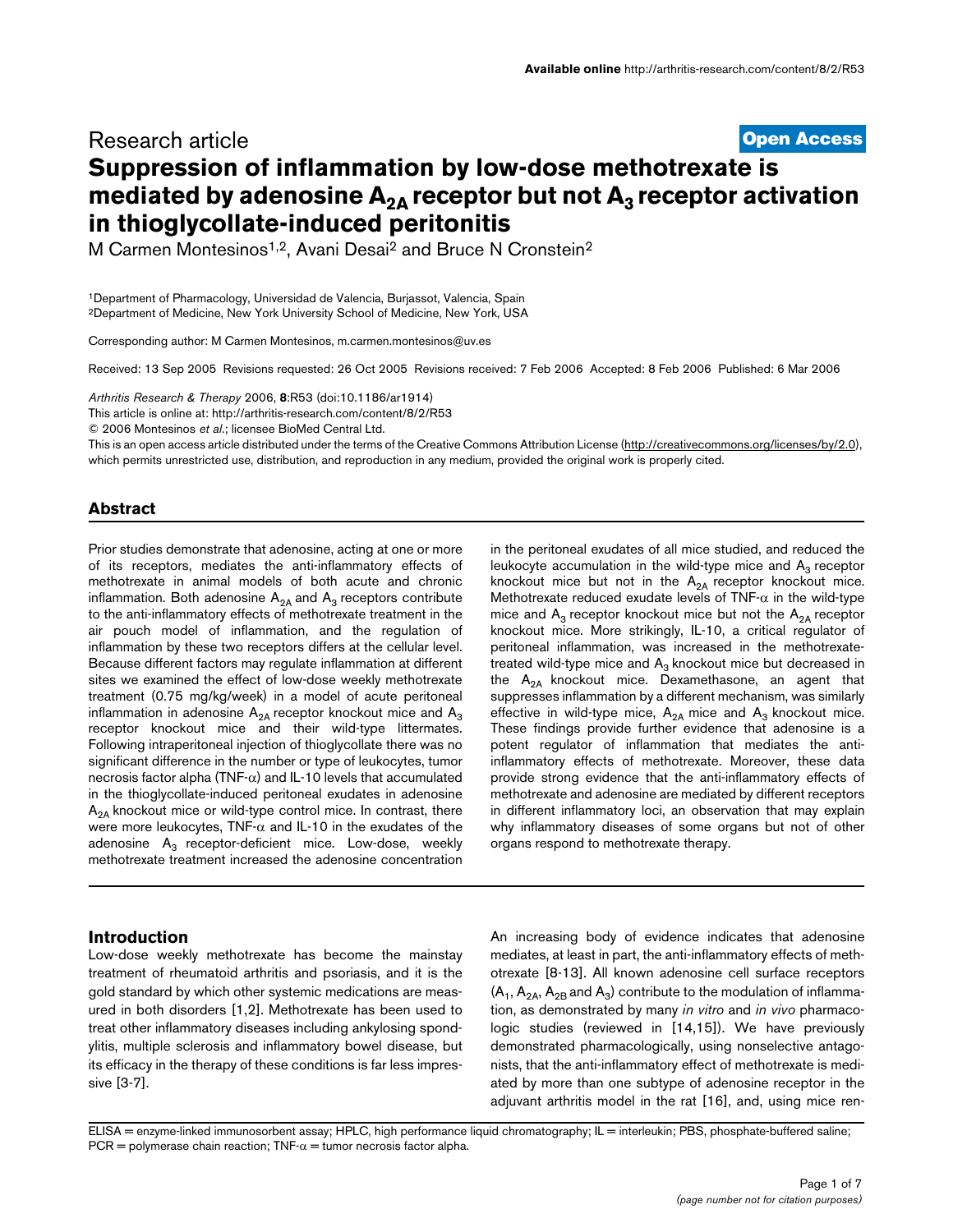Research article

**Open Access**

# Suppression of inflammation by low-dose methotrexate is mediated by adenosine $A_{2A}$ receptor but not $A_3$ receptor activation in thioglycollate-induced peritonitis

M Carmen Montesinos[1,2], Avani Desai[2] and Bruce N Cronstein[2]

[1]Department of Pharmacology, Universidad de Valencia, Burjassot, Valencia, Spain
[2]Department of Medicine, New York University School of Medicine, New York, USA

Corresponding author: M Carmen Montesinos, m.carmen.montesinos@uv.es

Received: 13 Sep 2005 Revisions requested: 26 Oct 2005 Revisions received: 7 Feb 2006 Accepted: 8 Feb 2006 Published: 6 Mar 2006

*Arthritis Research & Therapy* 2006, **8**:R53 (doi:10.1186/ar1914)
This article is online at: http://arthritis-research.com/content/8/2/R53
© 2006 Montesinos *et al*.; licensee BioMed Central Ltd.
This is an open access article distributed under the terms of the Creative Commons Attribution License (http://creativecommons.org/licenses/by/2.0), which permits unrestricted use, distribution, and reproduction in any medium, provided the original work is properly cited.

## Abstract

Prior studies demonstrate that adenosine, acting at one or more of its receptors, mediates the anti-inflammatory effects of methotrexate in animal models of both acute and chronic inflammation. Both adenosine $A_{2A}$ and $A_3$ receptors contribute to the anti-inflammatory effects of methotrexate treatment in the air pouch model of inflammation, and the regulation of inflammation by these two receptors differs at the cellular level. Because different factors may regulate inflammation at different sites we examined the effect of low-dose weekly methotrexate treatment (0.75 mg/kg/week) in a model of acute peritoneal inflammation in adenosine $A_{2A}$ receptor knockout mice and $A_3$ receptor knockout mice and their wild-type littermates. Following intraperitoneal injection of thioglycollate there was no significant difference in the number or type of leukocytes, tumor necrosis factor alpha (TNF-$\alpha$) and IL-10 levels that accumulated in the thioglycollate-induced peritoneal exudates in adenosine $A_{2A}$ knockout mice or wild-type control mice. In contrast, there were more leukocytes, TNF-$\alpha$ and IL-10 in the exudates of the adenosine $A_3$ receptor-deficient mice. Low-dose, weekly methotrexate treatment increased the adenosine concentration in the peritoneal exudates of all mice studied, and reduced the leukocyte accumulation in the wild-type mice and $A_3$ receptor knockout mice but not in the $A_{2A}$ receptor knockout mice. Methotrexate reduced exudate levels of TNF-$\alpha$ in the wild-type mice and $A_3$ receptor knockout mice but not the $A_{2A}$ receptor knockout mice. More strikingly, IL-10, a critical regulator of peritoneal inflammation, was increased in the methotrexate-treated wild-type mice and $A_3$ knockout mice but decreased in the $A_{2A}$ knockout mice. Dexamethasone, an agent that suppresses inflammation by a different mechanism, was similarly effective in wild-type mice, $A_{2A}$ mice and $A_3$ knockout mice. These findings provide further evidence that adenosine is a potent regulator of inflammation that mediates the anti-inflammatory effects of methotrexate. Moreover, these data provide strong evidence that the anti-inflammatory effects of methotrexate and adenosine are mediated by different receptors in different inflammatory loci, an observation that may explain why inflammatory diseases of some organs but not of other organs respond to methotrexate therapy.

## Introduction

Low-dose weekly methotrexate has become the mainstay treatment of rheumatoid arthritis and psoriasis, and it is the gold standard by which other systemic medications are measured in both disorders [1,2]. Methotrexate has been used to treat other inflammatory diseases including ankylosing spondylitis, multiple sclerosis and inflammatory bowel disease, but its efficacy in the therapy of these conditions is far less impressive [3-7].

An increasing body of evidence indicates that adenosine mediates, at least in part, the anti-inflammatory effects of methotrexate [8-13]. All known adenosine cell surface receptors ($A_1$, $A_{2A}$, $A_{2B}$ and $A_3$) contribute to the modulation of inflammation, as demonstrated by many *in vitro* and *in vivo* pharmacologic studies (reviewed in [14,15]). We have previously demonstrated pharmacologically, using nonselective antagonists, that the anti-inflammatory effect of methotrexate is mediated by more than one subtype of adenosine receptor in the adjuvant arthritis model in the rat [16], and, using mice ren-

ELISA = enzyme-linked immunosorbent assay; HPLC, high performance liquid chromatography; IL = interleukin; PBS, phosphate-buffered saline; PCR = polymerase chain reaction; TNF-$\alpha$ = tumor necrosis factor alpha.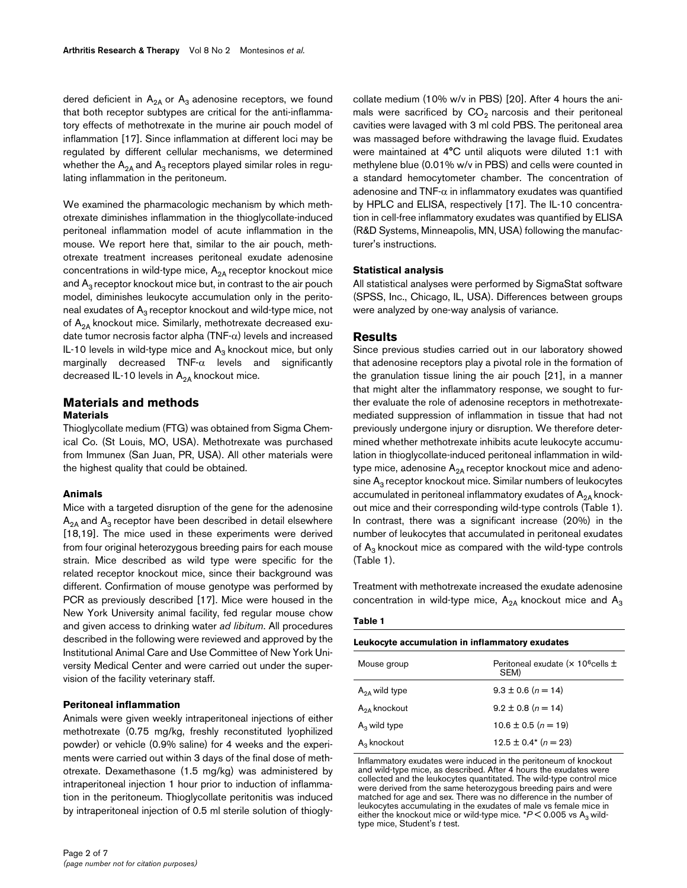dered deficient in $A_{2A}$ or $A_3$ adenosine receptors, we found that both receptor subtypes are critical for the anti-inflammatory effects of methotrexate in the murine air pouch model of inflammation [17]. Since inflammation at different loci may be regulated by different cellular mechanisms, we determined whether the $A_{2A}$ and $A_3$ receptors played similar roles in regulating inflammation in the peritoneum.

We examined the pharmacologic mechanism by which methotrexate diminishes inflammation in the thioglycollate-induced peritoneal inflammation model of acute inflammation in the mouse. We report here that, similar to the air pouch, methotrexate treatment increases peritoneal exudate adenosine concentrations in wild-type mice, $A_{2A}$ receptor knockout mice and $A_3$ receptor knockout mice but, in contrast to the air pouch model, diminishes leukocyte accumulation only in the peritoneal exudates of $A_3$ receptor knockout and wild-type mice, not of $A_{2A}$ knockout mice. Similarly, methotrexate decreased exudate tumor necrosis factor alpha (TNF-$\alpha$) levels and increased IL-10 levels in wild-type mice and $A_3$ knockout mice, but only marginally decreased TNF-$\alpha$ levels and significantly decreased IL-10 levels in $A_{2A}$ knockout mice.

## Materials and methods

### Materials

Thioglycollate medium (FTG) was obtained from Sigma Chemical Co. (St Louis, MO, USA). Methotrexate was purchased from Immunex (San Juan, PR, USA). All other materials were the highest quality that could be obtained.

### Animals

Mice with a targeted disruption of the gene for the adenosine $A_{2A}$ and $A_3$ receptor have been described in detail elsewhere [18,19]. The mice used in these experiments were derived from four original heterozygous breeding pairs for each mouse strain. Mice described as wild type were specific for the related receptor knockout mice, since their background was different. Confirmation of mouse genotype was performed by PCR as previously described [17]. Mice were housed in the New York University animal facility, fed regular mouse chow and given access to drinking water *ad libitum*. All procedures described in the following were reviewed and approved by the Institutional Animal Care and Use Committee of New York University Medical Center and were carried out under the supervision of the facility veterinary staff.

### Peritoneal inflammation

Animals were given weekly intraperitoneal injections of either methotrexate (0.75 mg/kg, freshly reconstituted lyophilized powder) or vehicle (0.9% saline) for 4 weeks and the experiments were carried out within 3 days of the final dose of methotrexate. Dexamethasone (1.5 mg/kg) was administered by intraperitoneal injection 1 hour prior to induction of inflammation in the peritoneum. Thioglycollate peritonitis was induced by intraperitoneal injection of 0.5 ml sterile solution of thioglycollate medium (10% w/v in PBS) [20]. After 4 hours the animals were sacrificed by $CO_2$ narcosis and their peritoneal cavities were lavaged with 3 ml cold PBS. The peritoneal area was massaged before withdrawing the lavage fluid. Exudates were maintained at 4°C until aliquots were diluted 1:1 with methylene blue (0.01% w/v in PBS) and cells were counted in a standard hemocytometer chamber. The concentration of adenosine and TNF-$\alpha$ in inflammatory exudates was quantified by HPLC and ELISA, respectively [17]. The IL-10 concentration in cell-free inflammatory exudates was quantified by ELISA (R&D Systems, Minneapolis, MN, USA) following the manufacturer's instructions.

### Statistical analysis

All statistical analyses were performed by SigmaStat software (SPSS, Inc., Chicago, IL, USA). Differences between groups were analyzed by one-way analysis of variance.

## Results

Since previous studies carried out in our laboratory showed that adenosine receptors play a pivotal role in the formation of the granulation tissue lining the air pouch [21], in a manner that might alter the inflammatory response, we sought to further evaluate the role of adenosine receptors in methotrexate-mediated suppression of inflammation in tissue that had not previously undergone injury or disruption. We therefore determined whether methotrexate inhibits acute leukocyte accumulation in thioglycollate-induced peritoneal inflammation in wild-type mice, adenosine $A_{2A}$ receptor knockout mice and adenosine $A_3$ receptor knockout mice. Similar numbers of leukocytes accumulated in peritoneal inflammatory exudates of $A_{2A}$ knockout mice and their corresponding wild-type controls (Table 1). In contrast, there was a significant increase (20%) in the number of leukocytes that accumulated in peritoneal exudates of $A_3$ knockout mice as compared with the wild-type controls (Table 1).

Treatment with methotrexate increased the exudate adenosine concentration in wild-type mice, $A_{2A}$ knockout mice and $A_3$

**Table 1**

**Leukocyte accumulation in inflammatory exudates**

| Mouse group | Peritoneal exudate ($\times 10^6$ cells $\pm$ SEM) |
|---|---|
| $A_{2A}$ wild type | $9.3 \pm 0.6$ ($n = 14$) |
| $A_{2A}$ knockout | $9.2 \pm 0.8$ ($n = 14$) |
| $A_3$ wild type | $10.6 \pm 0.5$ ($n = 19$) |
| $A_3$ knockout | $12.5 \pm 0.4$* ($n = 23$) |

Inflammatory exudates were induced in the peritoneum of knockout and wild-type mice, as described. After 4 hours the exudates were collected and the leukocytes quantitated. The wild-type control mice were derived from the same heterozygous breeding pairs and were matched for age and sex. There was no difference in the number of leukocytes accumulating in the exudates of male vs female mice in either the knockout mice or wild-type mice. *$P < 0.005$ vs $A_3$ wild-type mice, Student's *t* test.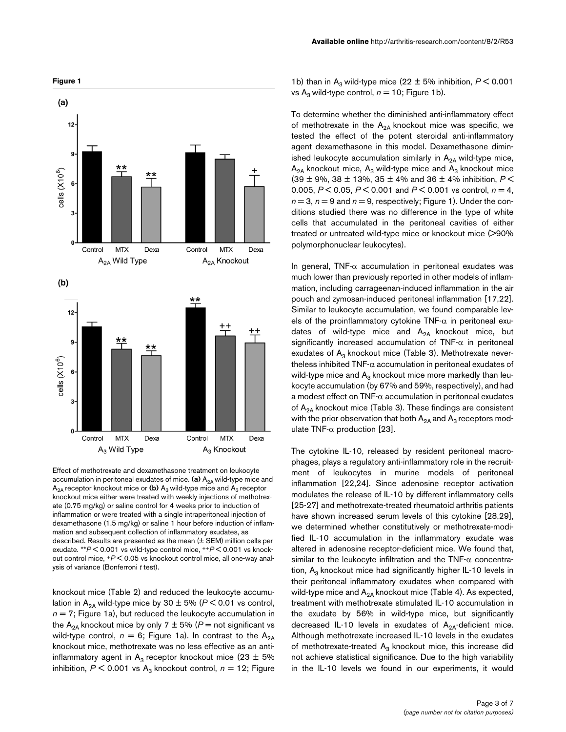**Figure 1**

Effect of methotrexate and dexamethasone treatment on leukocyte accumulation in peritoneal exudates of mice. **(a)** $A_{2A}$ wild-type mice and $A_{2A}$ receptor knockout mice or **(b)** $A_3$ wild-type mice and $A_3$ receptor knockout mice either were treated with weekly injections of methotrexate (0.75 mg/kg) or saline control for 4 weeks prior to induction of inflammation or were treated with a single intraperitoneal injection of dexamethasone (1.5 mg/kg) or saline 1 hour before induction of inflammation and subsequent collection of inflammatory exudates, as described. Results are presented as the mean (± SEM) million cells per exudate. **$P < 0.001$ vs wild-type control mice, ++$P < 0.001$ vs knockout control mice, +$P < 0.05$ vs knockout control mice, all one-way analysis of variance (Bonferroni *t* test).

knockout mice (Table 2) and reduced the leukocyte accumulation in $A_{2A}$ wild-type mice by 30 ± 5% ($P < 0.01$ vs control, $n = 7$; Figure 1a), but reduced the leukocyte accumulation in the $A_{2A}$ knockout mice by only 7 ± 5% ($P$ = not significant vs wild-type control, $n = 6$; Figure 1a). In contrast to the $A_{2A}$ knockout mice, methotrexate was no less effective as an anti-inflammatory agent in $A_3$ receptor knockout mice (23 ± 5% inhibition, $P < 0.001$ vs $A_3$ knockout control, $n = 12$; Figure 1b) than in $A_3$ wild-type mice (22 ± 5% inhibition, $P < 0.001$ vs $A_3$ wild-type control, $n = 10$; Figure 1b).

To determine whether the diminished anti-inflammatory effect of methotrexate in the $A_{2A}$ knockout mice was specific, we tested the effect of the potent steroidal anti-inflammatory agent dexamethasone in this model. Dexamethasone diminished leukocyte accumulation similarly in $A_{2A}$ wild-type mice, $A_{2A}$ knockout mice, $A_3$ wild-type mice and $A_3$ knockout mice (39 ± 9%, 38 ± 13%, 35 ± 4% and 36 ± 4% inhibition, $P < 0.005$, $P < 0.05$, $P < 0.001$ and $P < 0.001$ vs control, $n = 4$, $n = 3$, $n = 9$ and $n = 9$, respectively; Figure 1). Under the conditions studied there was no difference in the type of white cells that accumulated in the peritoneal cavities of either treated or untreated wild-type mice or knockout mice (>90% polymorphonuclear leukocytes).

In general, TNF-α accumulation in peritoneal exudates was much lower than previously reported in other models of inflammation, including carrageenan-induced inflammation in the air pouch and zymosan-induced peritoneal inflammation [17,22]. Similar to leukocyte accumulation, we found comparable levels of the proinflammatory cytokine TNF-α in peritoneal exudates of wild-type mice and $A_{2A}$ knockout mice, but significantly increased accumulation of TNF-α in peritoneal exudates of $A_3$ knockout mice (Table 3). Methotrexate nevertheless inhibited TNF-α accumulation in peritoneal exudates of wild-type mice and $A_3$ knockout mice more markedly than leukocyte accumulation (by 67% and 59%, respectively), and had a modest effect on TNF-α accumulation in peritoneal exudates of $A_{2A}$ knockout mice (Table 3). These findings are consistent with the prior observation that both $A_{2A}$ and $A_3$ receptors modulate TNF-α production [23].

The cytokine IL-10, released by resident peritoneal macrophages, plays a regulatory anti-inflammatory role in the recruitment of leukocytes in murine models of peritoneal inflammation [22,24]. Since adenosine receptor activation modulates the release of IL-10 by different inflammatory cells [25-27] and methotrexate-treated rheumatoid arthritis patients have shown increased serum levels of this cytokine [28,29], we determined whether constitutively or methotrexate-modified IL-10 accumulation in the inflammatory exudate was altered in adenosine receptor-deficient mice. We found that, similar to the leukocyte infiltration and the TNF-α concentration, $A_3$ knockout mice had significantly higher IL-10 levels in their peritoneal inflammatory exudates when compared with wild-type mice and $A_{2A}$ knockout mice (Table 4). As expected, treatment with methotrexate stimulated IL-10 accumulation in the exudate by 56% in wild-type mice, but significantly decreased IL-10 levels in exudates of $A_{2A}$-deficient mice. Although methotrexate increased IL-10 levels in the exudates of methotrexate-treated $A_3$ knockout mice, this increase did not achieve statistical significance. Due to the high variability in the IL-10 levels we found in our experiments, it would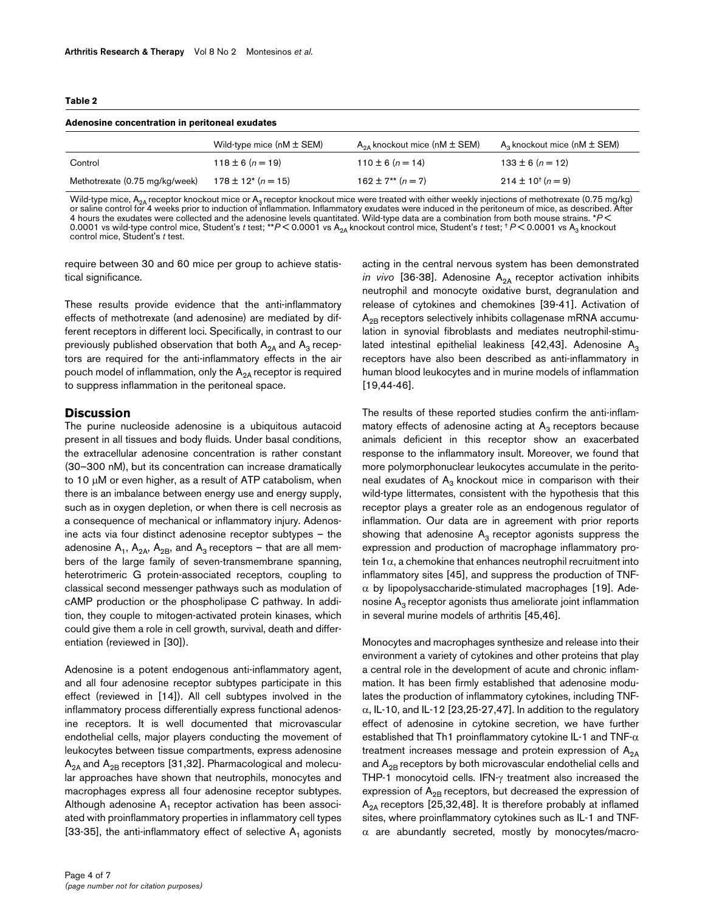**Table 2**

**Adenosine concentration in peritoneal exudates**

| | Wild-type mice (nM ± SEM) | $A_{2A}$ knockout mice (nM ± SEM) | $A_3$ knockout mice (nM ± SEM) |
|---|---|---|---|
| Control | 118 ± 6 (*n* = 19) | 110 ± 6 (*n* = 14) | 133 ± 6 (*n* = 12) |
| Methotrexate (0.75 mg/kg/week) | 178 ± 12* (*n* = 15) | 162 ± 7** (*n* = 7) | 214 ± 10† (*n* = 9) |

Wild-type mice, $A_{2A}$ receptor knockout mice or $A_3$ receptor knockout mice were treated with either weekly injections of methotrexate (0.75 mg/kg) or saline control for 4 weeks prior to induction of inflammation. Inflammatory exudates were induced in the peritoneum of mice, as described. After 4 hours the exudates were collected and the adenosine levels quantitated. Wild-type data are a combination from both mouse strains. *$P <$ 0.0001 vs wild-type control mice, Student's *t* test; **$P < 0.0001$ vs $A_{2A}$ knockout control mice, Student's *t* test; †$P < 0.0001$ vs $A_3$ knockout control mice, Student's *t* test.

require between 30 and 60 mice per group to achieve statistical significance.

These results provide evidence that the anti-inflammatory effects of methotrexate (and adenosine) are mediated by different receptors in different loci. Specifically, in contrast to our previously published observation that both $A_{2A}$ and $A_3$ receptors are required for the anti-inflammatory effects in the air pouch model of inflammation, only the $A_{2A}$ receptor is required to suppress inflammation in the peritoneal space.

## Discussion

The purine nucleoside adenosine is a ubiquitous autacoid present in all tissues and body fluids. Under basal conditions, the extracellular adenosine concentration is rather constant (30–300 nM), but its concentration can increase dramatically to 10 μM or even higher, as a result of ATP catabolism, when there is an imbalance between energy use and energy supply, such as in oxygen depletion, or when there is cell necrosis as a consequence of mechanical or inflammatory injury. Adenosine acts via four distinct adenosine receptor subtypes – the adenosine $A_1$, $A_{2A}$, $A_{2B}$, and $A_3$ receptors – that are all members of the large family of seven-transmembrane spanning, heterotrimeric G protein-associated receptors, coupling to classical second messenger pathways such as modulation of cAMP production or the phospholipase C pathway. In addition, they couple to mitogen-activated protein kinases, which could give them a role in cell growth, survival, death and differentiation (reviewed in [30]).

Adenosine is a potent endogenous anti-inflammatory agent, and all four adenosine receptor subtypes participate in this effect (reviewed in [14]). All cell subtypes involved in the inflammatory process differentially express functional adenosine receptors. It is well documented that microvascular endothelial cells, major players conducting the movement of leukocytes between tissue compartments, express adenosine $A_{2A}$ and $A_{2B}$ receptors [31,32]. Pharmacological and molecular approaches have shown that neutrophils, monocytes and macrophages express all four adenosine receptor subtypes. Although adenosine $A_1$ receptor activation has been associated with proinflammatory properties in inflammatory cell types [33-35], the anti-inflammatory effect of selective $A_1$ agonists acting in the central nervous system has been demonstrated *in vivo* [36-38]. Adenosine $A_{2A}$ receptor activation inhibits neutrophil and monocyte oxidative burst, degranulation and release of cytokines and chemokines [39-41]. Activation of $A_{2B}$ receptors selectively inhibits collagenase mRNA accumulation in synovial fibroblasts and mediates neutrophil-stimulated intestinal epithelial leakiness [42,43]. Adenosine $A_3$ receptors have also been described as anti-inflammatory in human blood leukocytes and in murine models of inflammation [19,44-46].

The results of these reported studies confirm the anti-inflammatory effects of adenosine acting at $A_3$ receptors because animals deficient in this receptor show an exacerbated response to the inflammatory insult. Moreover, we found that more polymorphonuclear leukocytes accumulate in the peritoneal exudates of $A_3$ knockout mice in comparison with their wild-type littermates, consistent with the hypothesis that this receptor plays a greater role as an endogenous regulator of inflammation. Our data are in agreement with prior reports showing that adenosine $A_3$ receptor agonists suppress the expression and production of macrophage inflammatory protein 1α, a chemokine that enhances neutrophil recruitment into inflammatory sites [45], and suppress the production of TNF-α by lipopolysaccharide-stimulated macrophages [19]. Adenosine $A_3$ receptor agonists thus ameliorate joint inflammation in several murine models of arthritis [45,46].

Monocytes and macrophages synthesize and release into their environment a variety of cytokines and other proteins that play a central role in the development of acute and chronic inflammation. It has been firmly established that adenosine modulates the production of inflammatory cytokines, including TNF-α, IL-10, and IL-12 [23,25-27,47]. In addition to the regulatory effect of adenosine in cytokine secretion, we have further established that Th1 proinflammatory cytokine IL-1 and TNF-α treatment increases message and protein expression of $A_{2A}$ and $A_{2B}$ receptors by both microvascular endothelial cells and THP-1 monocytoid cells. IFN-γ treatment also increased the expression of $A_{2B}$ receptors, but decreased the expression of $A_{2A}$ receptors [25,32,48]. It is therefore probably at inflamed sites, where proinflammatory cytokines such as IL-1 and TNF-α are abundantly secreted, mostly by monocytes/macro-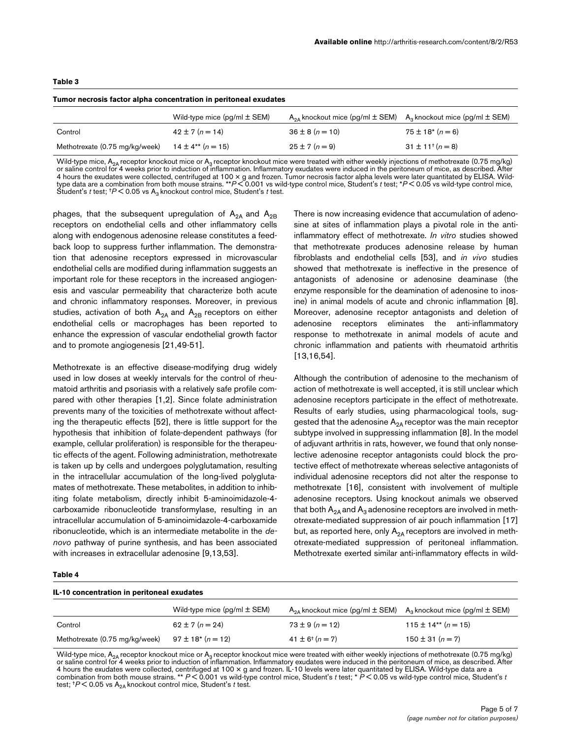**Table 3**

**Tumor necrosis factor alpha concentration in peritoneal exudates**

| | Wild-type mice (pg/ml ± SEM) | $A_{2A}$ knockout mice (pg/ml ± SEM) | $A_3$ knockout mice (pg/ml ± SEM) |
|---|---|---|---|
| Control | 42 ± 7 (n = 14) | 36 ± 8 (n = 10) | 75 ± 18* (n = 6) |
| Methotrexate (0.75 mg/kg/week) | 14 ± 4** (n = 15) | 25 ± 7 (n = 9) | 31 ± 11† (n = 8) |

Wild-type mice, $A_{2A}$ receptor knockout mice or $A_3$ receptor knockout mice were treated with either weekly injections of methotrexate (0.75 mg/kg) or saline control for 4 weeks prior to induction of inflammation. Inflammatory exudates were induced in the peritoneum of mice, as described. After 4 hours the exudates were collected, centrifuged at 100 × g and frozen. Tumor necrosis factor alpha levels were later quantitated by ELISA. Wild-type data are a combination from both mouse strains. ** $P < 0.001$ vs wild-type control mice, Student's *t* test; * $P < 0.05$ vs wild-type control mice, Student's *t* test; † $P < 0.05$ vs $A_3$ knockout control mice, Student's *t* test.

phages, that the subsequent upregulation of $A_{2A}$ and $A_{2B}$ receptors on endothelial cells and other inflammatory cells along with endogenous adenosine release constitutes a feedback loop to suppress further inflammation. The demonstration that adenosine receptors expressed in microvascular endothelial cells are modified during inflammation suggests an important role for these receptors in the increased angiogenesis and vascular permeability that characterize both acute and chronic inflammatory responses. Moreover, in previous studies, activation of both $A_{2A}$ and $A_{2B}$ receptors on either endothelial cells or macrophages has been reported to enhance the expression of vascular endothelial growth factor and to promote angiogenesis [21,49-51].

Methotrexate is an effective disease-modifying drug widely used in low doses at weekly intervals for the control of rheumatoid arthritis and psoriasis with a relatively safe profile compared with other therapies [1,2]. Since folate administration prevents many of the toxicities of methotrexate without affecting the therapeutic effects [52], there is little support for the hypothesis that inhibition of folate-dependent pathways (for example, cellular proliferation) is responsible for the therapeutic effects of the agent. Following administration, methotrexate is taken up by cells and undergoes polyglutamation, resulting in the intracellular accumulation of the long-lived polyglutamates of methotrexate. These metabolites, in addition to inhibiting folate metabolism, directly inhibit 5-aminoimidazole-4-carboxamide ribonucleotide transformylase, resulting in an intracellular accumulation of 5-aminoimidazole-4-carboxamide ribonucleotide, which is an intermediate metabolite in the *de-novo* pathway of purine synthesis, and has been associated with increases in extracellular adenosine [9,13,53].

There is now increasing evidence that accumulation of adenosine at sites of inflammation plays a pivotal role in the anti-inflammatory effect of methotrexate. *In vitro* studies showed that methotrexate produces adenosine release by human fibroblasts and endothelial cells [53], and *in vivo* studies showed that methotrexate is ineffective in the presence of antagonists of adenosine or adenosine deaminase (the enzyme responsible for the deamination of adenosine to inosine) in animal models of acute and chronic inflammation [8]. Moreover, adenosine receptor antagonists and deletion of adenosine receptors eliminates the anti-inflammatory response to methotrexate in animal models of acute and chronic inflammation and patients with rheumatoid arthritis [13,16,54].

Although the contribution of adenosine to the mechanism of action of methotrexate is well accepted, it is still unclear which adenosine receptors participate in the effect of methotrexate. Results of early studies, using pharmacological tools, suggested that the adenosine $A_{2A}$ receptor was the main receptor subtype involved in suppressing inflammation [8]. In the model of adjuvant arthritis in rats, however, we found that only nonselective adenosine receptor antagonists could block the protective effect of methotrexate whereas selective antagonists of individual adenosine receptors did not alter the response to methotrexate [16], consistent with involvement of multiple adenosine receptors. Using knockout animals we observed that both $A_{2A}$ and $A_3$ adenosine receptors are involved in methotrexate-mediated suppression of air pouch inflammation [17] but, as reported here, only $A_{2A}$ receptors are involved in methotrexate-mediated suppression of peritoneal inflammation. Methotrexate exerted similar anti-inflammatory effects in wild-

**Table 4**

**IL-10 concentration in peritoneal exudates**

| | Wild-type mice (pg/ml ± SEM) | $A_{2A}$ knockout mice (pg/ml ± SEM) | $A_3$ knockout mice (pg/ml ± SEM) |
|---|---|---|---|
| Control | 62 ± 7 (n = 24) | 73 ± 9 (n = 12) | 115 ± 14** (n = 15) |
| Methotrexate (0.75 mg/kg/week) | 97 ± 18* (n = 12) | 41 ± 6† (n = 7) | 150 ± 31 (n = 7) |

Wild-type mice, $A_{2A}$ receptor knockout mice or $A_3$ receptor knockout mice were treated with either weekly injections of methotrexate (0.75 mg/kg) or saline control for 4 weeks prior to induction of inflammation. Inflammatory exudates were induced in the peritoneum of mice, as described. After 4 hours the exudates were collected, centrifuged at 100 × g and frozen. IL-10 levels were later quantitated by ELISA. Wild-type data are a combination from both mouse strains. ** $P < 0.001$ vs wild-type control mice, Student's *t* test; * $P < 0.05$ vs wild-type control mice, Student's *t* test; † $P < 0.05$ vs $A_{2A}$ knockout control mice, Student's *t* test.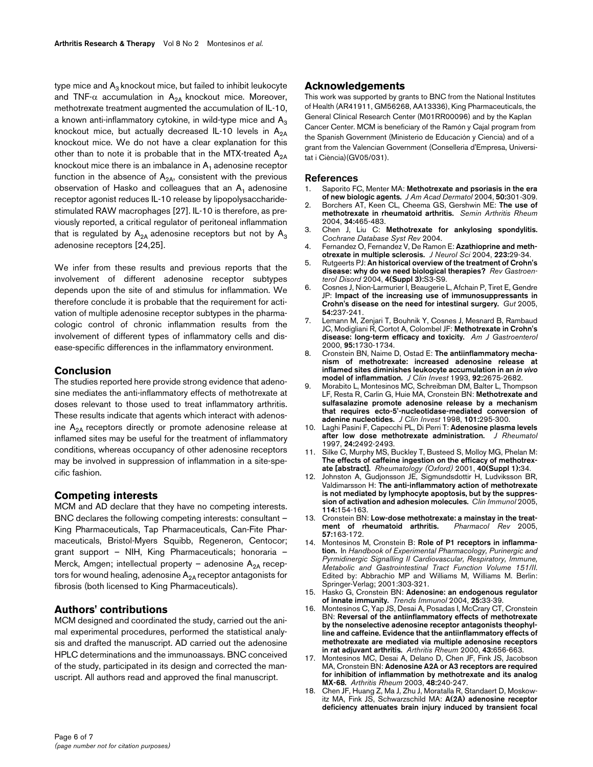type mice and $A_3$ knockout mice, but failed to inhibit leukocyte and TNF-$\alpha$ accumulation in $A_{2A}$ knockout mice. Moreover, methotrexate treatment augmented the accumulation of IL-10, a known anti-inflammatory cytokine, in wild-type mice and $A_3$ knockout mice, but actually decreased IL-10 levels in $A_{2A}$ knockout mice. We do not have a clear explanation for this other than to note it is probable that in the MTX-treated $A_{2A}$ knockout mice there is an imbalance in $A_1$ adenosine receptor function in the absence of $A_{2A}$, consistent with the previous observation of Hasko and colleagues that an $A_1$ adenosine receptor agonist reduces IL-10 release by lipopolysaccharide-stimulated RAW macrophages [27]. IL-10 is therefore, as previously reported, a critical regulator of peritoneal inflammation that is regulated by $A_{2A}$ adenosine receptors but not by $A_3$ adenosine receptors [24,25].

We infer from these results and previous reports that the involvement of different adenosine receptor subtypes depends upon the site of and stimulus for inflammation. We therefore conclude it is probable that the requirement for activation of multiple adenosine receptor subtypes in the pharmacologic control of chronic inflammation results from the involvement of different types of inflammatory cells and disease-specific differences in the inflammatory environment.

## Conclusion

The studies reported here provide strong evidence that adenosine mediates the anti-inflammatory effects of methotrexate at doses relevant to those used to treat inflammatory arthritis. These results indicate that agents which interact with adenosine $A_{2A}$ receptors directly or promote adenosine release at inflamed sites may be useful for the treatment of inflammatory conditions, whereas occupancy of other adenosine receptors may be involved in suppression of inflammation in a site-specific fashion.

## Competing interests

MCM and AD declare that they have no competing interests. BNC declares the following competing interests: consultant – King Pharmaceuticals, Tap Pharmaceuticals, Can-Fite Pharmaceuticals, Bristol-Myers Squibb, Regeneron, Centocor; grant support – NIH, King Pharmaceuticals; honoraria – Merck, Amgen; intellectual property – adenosine $A_{2A}$ receptors for wound healing, adenosine $A_{2A}$ receptor antagonists for fibrosis (both licensed to King Pharmaceuticals).

## Authors' contributions

MCM designed and coordinated the study, carried out the animal experimental procedures, performed the statistical analysis and drafted the manuscript. AD carried out the adenosine HPLC determinations and the immunoassays. BNC conceived of the study, participated in its design and corrected the manuscript. All authors read and approved the final manuscript.

## Acknowledgements

This work was supported by grants to BNC from the National Institutes of Health (AR41911, GM56268, AA13336), King Pharmaceuticals, the General Clinical Research Center (M01RR00096) and by the Kaplan Cancer Center. MCM is beneficiary of the Ramón y Cajal program from the Spanish Government (Ministerio de Educación y Ciencia) and of a grant from the Valencian Government (Conselleria d'Empresa, Universitat i Ciència)(GV05/031).

## References

1. Saporito FC, Menter MA: **Methotrexate and psoriasis in the era of new biologic agents.** *J Am Acad Dermatol* 2004, **50:**301-309.
2. Borchers AT, Keen CL, Cheema GS, Gershwin ME: **The use of methotrexate in rheumatoid arthritis.** *Semin Arthritis Rheum* 2004, **34:**465-483.
3. Chen J, Liu C: **Methotrexate for ankylosing spondylitis.** *Cochrane Database Syst Rev* 2004.
4. Fernandez O, Fernandez V, De Ramon E: **Azathioprine and methotrexate in multiple sclerosis.** *J Neurol Sci* 2004, **223:**29-34.
5. Rutgeerts PJ: **An historical overview of the treatment of Crohn's disease: why do we need biological therapies?** *Rev Gastroenterol Disord* 2004, **4(Suppl 3):**S3-S9.
6. Cosnes J, Nion-Larmurier I, Beaugerie L, Afchain P, Tiret E, Gendre JP: **Impact of the increasing use of immunosuppressants in Crohn's disease on the need for intestinal surgery.** *Gut* 2005, **54:**237-241.
7. Lemann M, Zenjari T, Bouhnik Y, Cosnes J, Mesnard B, Rambaud JC, Modigliani R, Cortot A, Colombel JF: **Methotrexate in Crohn's disease: long-term efficacy and toxicity.** *Am J Gastroenterol* 2000, **95:**1730-1734.
8. Cronstein BN, Naime D, Ostad E: **The antiinflammatory mechanism of methotrexate: increased adenosine release at inflamed sites diminishes leukocyte accumulation in an *in vivo* model of inflammation.** *J Clin Invest* 1993, **92:**2675-2682.
9. Morabito L, Montesinos MC, Schreibman DM, Balter L, Thompson LF, Resta R, Carlin G, Huie MA, Cronstein BN: **Methotrexate and sulfasalazine promote adenosine release by a mechanism that requires ecto-5'-nucleotidase-mediated conversion of adenine nucleotides.** *J Clin Invest* 1998, **101:**295-300.
10. Laghi Pasini F, Capecchi PL, Di Perri T: **Adenosine plasma levels after low dose methotrexate administration.** *J Rheumatol* 1997, **24:**2492-2493.
11. Silke C, Murphy MS, Buckley T, Busteed S, Molloy MG, Phelan M: **The effects of caffeine ingestion on the efficacy of methotrexate [abstract].** *Rheumatology (Oxford)* 2001, **40(Suppl 1):**34.
12. Johnston A, Gudjonsson JE, Sigmundsdottir H, Ludviksson BR, Valdimarsson H: **The anti-inflammatory action of methotrexate is not mediated by lymphocyte apoptosis, but by the suppression of activation and adhesion molecules.** *Clin Immunol* 2005, **114:**154-163.
13. Cronstein BN: **Low-dose methotrexate: a mainstay in the treatment of rheumatoid arthritis.** *Pharmacol Rev* 2005, **57:**163-172.
14. Montesinos M, Cronstein B: **Role of P1 receptors in inflammation.** In *Handbook of Experimental Pharmacology, Purinergic and Pyrmidinergic Signalling II Cardiovascular, Respiratory, Immune, Metabolic and Gastrointestinal Tract Function Volume 151/II.* Edited by: Abbrachio MP and Williams M, Williams M. Berlin: Springer-Verlag; 2001:303-321.
15. Hasko G, Cronstein BN: **Adenosine: an endogenous regulator of innate immunity.** *Trends Immunol* 2004, **25:**33-39.
16. Montesinos C, Yap JS, Desai A, Posadas I, McCrary CT, Cronstein BN: **Reversal of the antiinflammatory effects of methotrexate by the nonselective adenosine receptor antagonists theophylline and caffeine. Evidence that the antiinflammatory effects of methotrexate are mediated via multiple adenosine receptors in rat adjuvant arthritis.** *Arthritis Rheum* 2000, **43:**656-663.
17. Montesinos MC, Desai A, Delano D, Chen JF, Fink JS, Jacobson MA, Cronstein BN: **Adenosine A2A or A3 receptors are required for inhibition of inflammation by methotrexate and its analog MX-68.** *Arthritis Rheum* 2003, **48:**240-247.
18. Chen JF, Huang Z, Ma J, Zhu J, Moratalla R, Standaert D, Moskowitz MA, Fink JS, Schwarzschild MA: **A(2A) adenosine receptor deficiency attenuates brain injury induced by transient focal**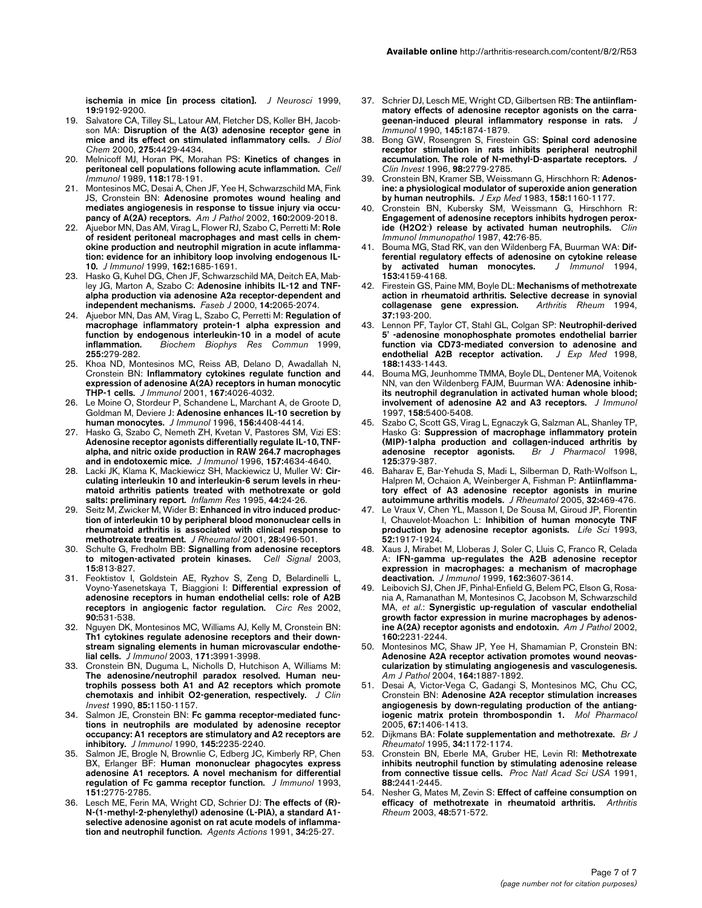**ischemia in mice [in process citation].** *J Neurosci* 1999, **19:**9192-9200.

19. Salvatore CA, Tilley SL, Latour AM, Fletcher DS, Koller BH, Jacobson MA: **Disruption of the A(3) adenosine receptor gene in mice and its effect on stimulated inflammatory cells.** *J Biol Chem* 2000, **275:**4429-4434.
20. Melnicoff MJ, Horan PK, Morahan PS: **Kinetics of changes in peritoneal cell populations following acute inflammation.** *Cell Immunol* 1989, **118:**178-191.
21. Montesinos MC, Desai A, Chen JF, Yee H, Schwarzschild MA, Fink JS, Cronstein BN: **Adenosine promotes wound healing and mediates angiogenesis in response to tissue injury via occupancy of A(2A) receptors.** *Am J Pathol* 2002, **160:**2009-2018.
22. Ajuebor MN, Das AM, Virag L, Flower RJ, Szabo C, Perretti M: **Role of resident peritoneal macrophages and mast cells in chemokine production and neutrophil migration in acute inflammation: evidence for an inhibitory loop involving endogenous IL-10.** *J Immunol* 1999, **162:**1685-1691.
23. Hasko G, Kuhel DG, Chen JF, Schwarzschild MA, Deitch EA, Mabley JG, Marton A, Szabo C: **Adenosine inhibits IL-12 and TNF-alpha production via adenosine A2a receptor-dependent and independent mechanisms.** *Faseb J* 2000, **14:**2065-2074.
24. Ajuebor MN, Das AM, Virag L, Szabo C, Perretti M: **Regulation of macrophage inflammatory protein-1 alpha expression and function by endogenous interleukin-10 in a model of acute inflammation.** *Biochem Biophys Res Commun* 1999, **255:**279-282.
25. Khoa ND, Montesinos MC, Reiss AB, Delano D, Awadallah N, Cronstein BN: **Inflammatory cytokines regulate function and expression of adenosine A(2A) receptors in human monocytic THP-1 cells.** *J Immunol* 2001, **167:**4026-4032.
26. Le Moine O, Stordeur P, Schandene L, Marchant A, de Groote D, Goldman M, Deviere J: **Adenosine enhances IL-10 secretion by human monocytes.** *J Immunol* 1996, **156:**4408-4414.
27. Hasko G, Szabo C, Nemeth ZH, Kvetan V, Pastores SM, Vizi ES: **Adenosine receptor agonists differentially regulate IL-10, TNF-alpha, and nitric oxide production in RAW 264.7 macrophages and in endotoxemic mice.** *J Immunol* 1996, **157:**4634-4640.
28. Lacki JK, Klama K, Mackiewicz SH, Mackiewicz U, Muller W: **Circulating interleukin 10 and interleukin-6 serum levels in rheumatoid arthritis patients treated with methotrexate or gold salts: preliminary report.** *Inflamm Res* 1995, **44:**24-26.
29. Seitz M, Zwicker M, Wider B: **Enhanced in vitro induced production of interleukin 10 by peripheral blood mononuclear cells in rheumatoid arthritis is associated with clinical response to methotrexate treatment.** *J Rheumatol* 2001, **28:**496-501.
30. Schulte G, Fredholm BB: **Signalling from adenosine receptors to mitogen-activated protein kinases.** *Cell Signal* 2003, **15:**813-827.
31. Feoktistov I, Goldstein AE, Ryzhov S, Zeng D, Belardinelli L, Voyno-Yasenetskaya T, Biaggioni I: **Differential expression of adenosine receptors in human endothelial cells: role of A2B receptors in angiogenic factor regulation.** *Circ Res* 2002, **90:**531-538.
32. Nguyen DK, Montesinos MC, Williams AJ, Kelly M, Cronstein BN: **Th1 cytokines regulate adenosine receptors and their downstream signaling elements in human microvascular endothelial cells.** *J Immunol* 2003, **171:**3991-3998.
33. Cronstein BN, Duguma L, Nicholls D, Hutchison A, Williams M: **The adenosine/neutrophil paradox resolved. Human neutrophils possess both A1 and A2 receptors which promote chemotaxis and inhibit O2-generation, respectively.** *J Clin Invest* 1990, **85:**1150-1157.
34. Salmon JE, Cronstein BN: **Fc gamma receptor-mediated functions in neutrophils are modulated by adenosine receptor occupancy: A1 receptors are stimulatory and A2 receptors are inhibitory.** *J Immunol* 1990, **145:**2235-2240.
35. Salmon JE, Brogle N, Brownlie C, Edberg JC, Kimberly RP, Chen BX, Erlanger BF: **Human mononuclear phagocytes express adenosine A1 receptors. A novel mechanism for differential regulation of Fc gamma receptor function.** *J Immunol* 1993, **151:**2775-2785.
36. Lesch ME, Ferin MA, Wright CD, Schrier DJ: **The effects of (R)-N-(1-methyl-2-phenylethyl) adenosine (L-PIA), a standard A1-selective adenosine agonist on rat acute models of inflammation and neutrophil function.** *Agents Actions* 1991, **34:**25-27.
37. Schrier DJ, Lesch ME, Wright CD, Gilbertsen RB: **The antiinflammatory effects of adenosine receptor agonists on the carrageenan-induced pleural inflammatory response in rats.** *J Immunol* 1990, **145:**1874-1879.
38. Bong GW, Rosengren S, Firestein GS: **Spinal cord adenosine receptor stimulation in rats inhibits peripheral neutrophil accumulation. The role of N-methyl-D-aspartate receptors.** *J Clin Invest* 1996, **98:**2779-2785.
39. Cronstein BN, Kramer SB, Weissmann G, Hirschhorn R: **Adenosine: a physiological modulator of superoxide anion generation by human neutrophils.** *J Exp Med* 1983, **158:**1160-1177.
40. Cronstein BN, Kubersky SM, Weissmann G, Hirschhorn R: **Engagement of adenosine receptors inhibits hydrogen peroxide ($H2O2^-$) release by activated human neutrophils.** *Clin Immunol Immunopathol* 1987, **42:**76-85.
41. Bouma MG, Stad RK, van den Wildenberg FA, Buurman WA: **Differential regulatory effects of adenosine on cytokine release by activated human monocytes.** *J Immunol* 1994, **153:**4159-4168.
42. Firestein GS, Paine MM, Boyle DL: **Mechanisms of methotrexate action in rheumatoid arthritis. Selective decrease in synovial collagenase gene expression.** *Arthritis Rheum* 1994, **37:**193-200.
43. Lennon PF, Taylor CT, Stahl GL, Colgan SP: **Neutrophil-derived 5' -adenosine monophosphate promotes endothelial barrier function via CD73-mediated conversion to adenosine and endothelial A2B receptor activation.** *J Exp Med* 1998, **188:**1433-1443.
44. Bouma MG, Jeunhomme TMMA, Boyle DL, Dentener MA, Voitenok NN, van den Wildenberg FAJM, Buurman WA: **Adenosine inhibits neutrophil degranulation in activated human whole blood; involvement of adenosine A2 and A3 receptors.** *J Immunol* 1997, **158:**5400-5408.
45. Szabo C, Scott GS, Virag L, Egnaczyk G, Salzman AL, Shanley TP, Hasko G: **Suppression of macrophage inflammatory protein (MIP)-1alpha production and collagen-induced arthritis by adenosine receptor agonists.** *Br J Pharmacol* 1998, **125:**379-387.
46. Baharav E, Bar-Yehuda S, Madi L, Silberman D, Rath-Wolfson L, Halpren M, Ochaion A, Weinberger A, Fishman P: **Antiinflammatory effect of A3 adenosine receptor agonists in murine autoimmune arthritis models.** *J Rheumatol* 2005, **32:**469-476.
47. Le Vraux V, Chen YL, Masson I, De Sousa M, Giroud JP, Florentin I, Chauvelot-Moachon L: **Inhibition of human monocyte TNF production by adenosine receptor agonists.** *Life Sci* 1993, **52:**1917-1924.
48. Xaus J, Mirabet M, Lloberas J, Soler C, Lluis C, Franco R, Celada A: **IFN-gamma up-regulates the A2B adenosine receptor expression in macrophages: a mechanism of macrophage deactivation.** *J Immunol* 1999, **162:**3607-3614.
49. Leibovich SJ, Chen JF, Pinhal-Enfield G, Belem PC, Elson G, Rosania A, Ramanathan M, Montesinos C, Jacobson M, Schwarzschild MA, *et al.*: **Synergistic up-regulation of vascular endothelial growth factor expression in murine macrophages by adenosine A(2A) receptor agonists and endotoxin.** *Am J Pathol* 2002, **160:**2231-2244.
50. Montesinos MC, Shaw JP, Yee H, Shamamian P, Cronstein BN: **Adenosine A2A receptor activation promotes wound neovascularization by stimulating angiogenesis and vasculogenesis.** *Am J Pathol* 2004, **164:**1887-1892.
51. Desai A, Victor-Vega C, Gadangi S, Montesinos MC, Chu CC, Cronstein BN: **Adenosine A2A receptor stimulation increases angiogenesis by down-regulating production of the antiangiogenic matrix protein thrombospondin 1.** *Mol Pharmacol* 2005, **67:**1406-1413.
52. Dijkmans BA: **Folate supplementation and methotrexate.** *Br J Rheumatol* 1995, **34:**1172-1174.
53. Cronstein BN, Eberle MA, Gruber HE, Levin RI: **Methotrexate inhibits neutrophil function by stimulating adenosine release from connective tissue cells.** *Proc Natl Acad Sci USA* 1991, **88:**2441-2445.
54. Nesher G, Mates M, Zevin S: **Effect of caffeine consumption on efficacy of methotrexate in rheumatoid arthritis.** *Arthritis Rheum* 2003, **48:**571-572.